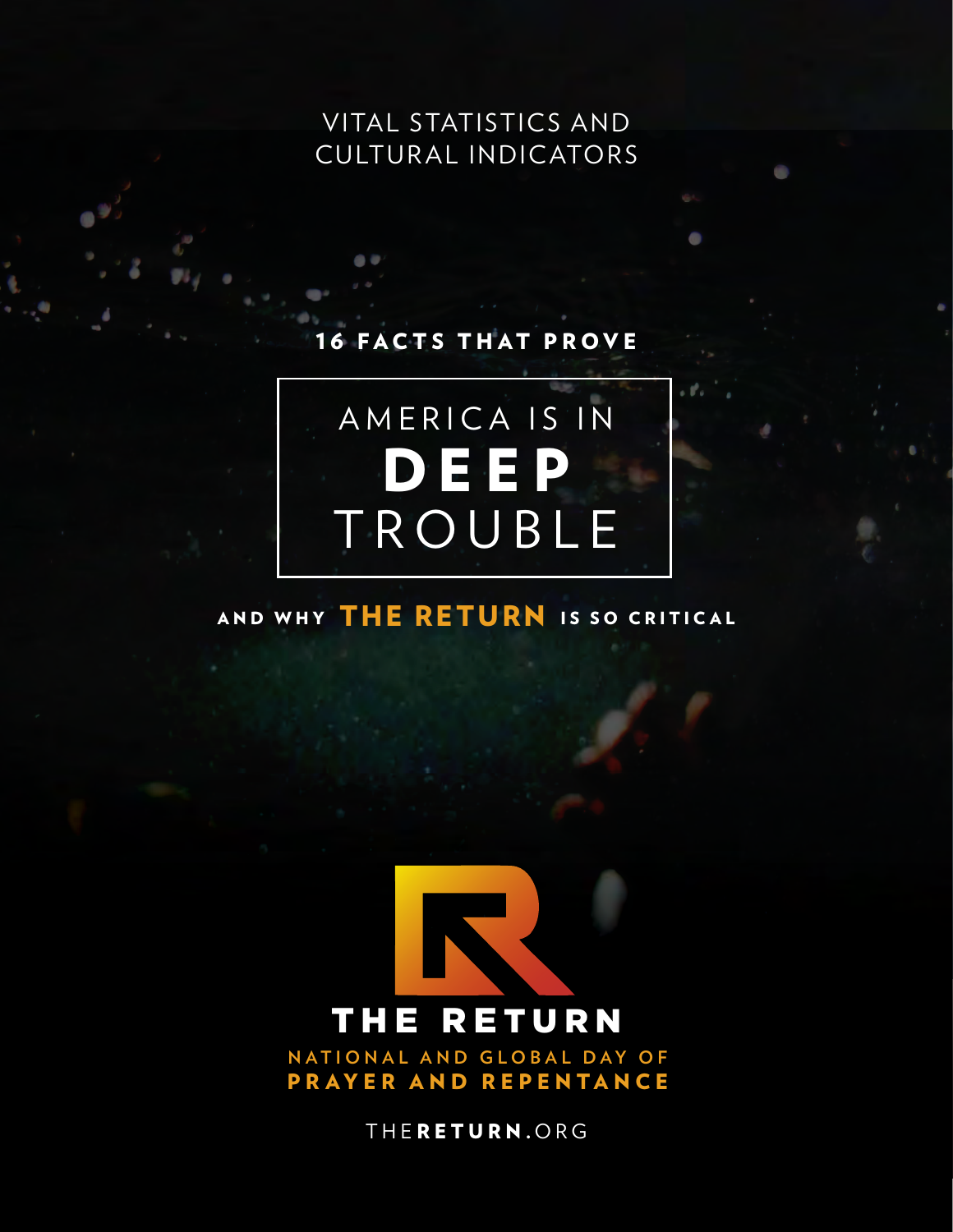VITAL STATISTICS AND CULTURAL INDICATORS

**16 FACTS THAT PROVE**

# AMERICA IS IN **DEEP** TROUBLE

**AND WHY THE RETURN IS SO CRITICAL**

**THE RETURN**

NATIONAL AND GLOBAL DAY OF
**PRAYER AND REPENTANCE**

THE**RETURN**.ORG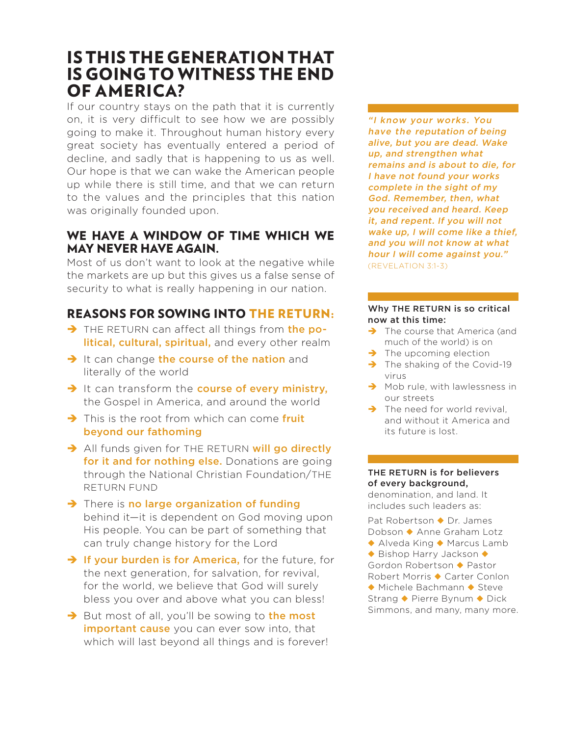# IS THIS THE GENERATION THAT IS GOING TO WITNESS THE END OF AMERICA?

If our country stays on the path that it is currently on, it is very difficult to see how we are possibly going to make it. Throughout human history every great society has eventually entered a period of decline, and sadly that is happening to us as well. Our hope is that we can wake the American people up while there is still time, and that we can return to the values and the principles that this nation was originally founded upon.

## WE HAVE A WINDOW OF TIME WHICH WE MAY NEVER HAVE AGAIN.

Most of us don't want to look at the negative while the markets are up but this gives us a false sense of security to what is really happening in our nation.

## REASONS FOR SOWING INTO THE RETURN:

- THE RETURN can affect all things from **the political, cultural, spiritual,** and every other realm
- It can change **the course of the nation** and literally of the world
- It can transform the **course of every ministry,** the Gospel in America, and around the world
- This is the root from which can come **fruit beyond our fathoming**
- All funds given for THE RETURN **will go directly for it and for nothing else.** Donations are going through the National Christian Foundation/THE RETURN FUND
- There is **no large organization of funding** behind it—it is dependent on God moving upon His people. You can be part of something that can truly change history for the Lord
- **If your burden is for America,** for the future, for the next generation, for salvation, for revival, for the world, we believe that God will surely bless you over and above what you can bless!
- But most of all, you'll be sowing to **the most important cause** you can ever sow into, that which will last beyond all things and is forever!

***"I know your works. You have the reputation of being alive, but you are dead. Wake up, and strengthen what remains and is about to die, for I have not found your works complete in the sight of my God. Remember, then, what you received and heard. Keep it, and repent. If you will not wake up, I will come like a thief, and you will not know at what hour I will come against you."***
(REVELATION 3:1-3)

**Why THE RETURN is so critical now at this time:**

- The course that America (and much of the world) is on
- The upcoming election
- The shaking of the Covid-19 virus
- Mob rule, with lawlessness in our streets
- The need for world revival, and without it America and its future is lost.

**THE RETURN is for believers of every background,** denomination, and land. It includes such leaders as:

Pat Robertson ◆ Dr. James Dobson ◆ Anne Graham Lotz ◆ Alveda King ◆ Marcus Lamb ◆ Bishop Harry Jackson ◆ Gordon Robertson ◆ Pastor Robert Morris ◆ Carter Conlon ◆ Michele Bachmann ◆ Steve Strang ◆ Pierre Bynum ◆ Dick Simmons, and many, many more.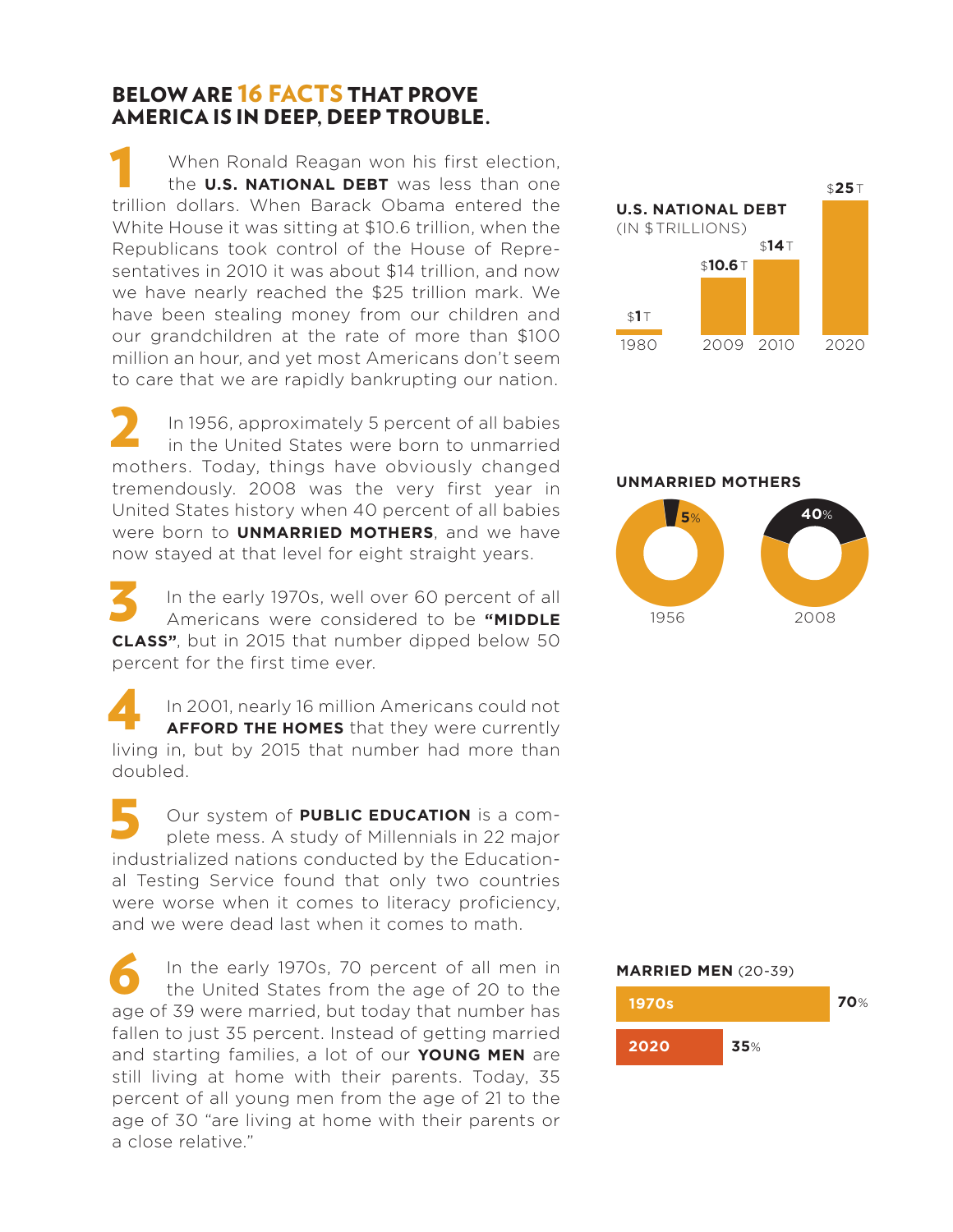## BELOW ARE 16 FACTS THAT PROVE AMERICA IS IN DEEP, DEEP TROUBLE.

**1** When Ronald Reagan won his first election, the **U.S. NATIONAL DEBT** was less than one trillion dollars. When Barack Obama entered the White House it was sitting at $10.6 trillion, when the Republicans took control of the House of Representatives in 2010 it was about $14 trillion, and now we have nearly reached the $25 trillion mark. We have been stealing money from our children and our grandchildren at the rate of more than $100 million an hour, and yet most Americans don't seem to care that we are rapidly bankrupting our nation.

**U.S. NATIONAL DEBT** (IN $TRILLIONS)

| Year | Debt |
|---|---|
| 1980 | $1T |
| 2009 | $10.6T |
| 2010 | $14T |
| 2020 | $25T |

**2** In 1956, approximately 5 percent of all babies in the United States were born to unmarried mothers. Today, things have obviously changed tremendously. 2008 was the very first year in United States history when 40 percent of all babies were born to **UNMARRIED MOTHERS**, and we have now stayed at that level for eight straight years.

**UNMARRIED MOTHERS**

| Year | Percent |
|---|---|
| 1956 | 5% |
| 2008 | 40% |

**3** In the early 1970s, well over 60 percent of all Americans were considered to be **"MIDDLE CLASS"**, but in 2015 that number dipped below 50 percent for the first time ever.

**4** In 2001, nearly 16 million Americans could not **AFFORD THE HOMES** that they were currently living in, but by 2015 that number had more than doubled.

**5** Our system of **PUBLIC EDUCATION** is a complete mess. A study of Millennials in 22 major industrialized nations conducted by the Educational Testing Service found that only two countries were worse when it comes to literacy proficiency, and we were dead last when it comes to math.

**6** In the early 1970s, 70 percent of all men in the United States from the age of 20 to the age of 39 were married, but today that number has fallen to just 35 percent. Instead of getting married and starting families, a lot of our **YOUNG MEN** are still living at home with their parents. Today, 35 percent of all young men from the age of 21 to the age of 30 "are living at home with their parents or a close relative."

**MARRIED MEN** (20-39)

| Period | Percent |
|---|---|
| 1970s | 70% |
| 2020 | 35% |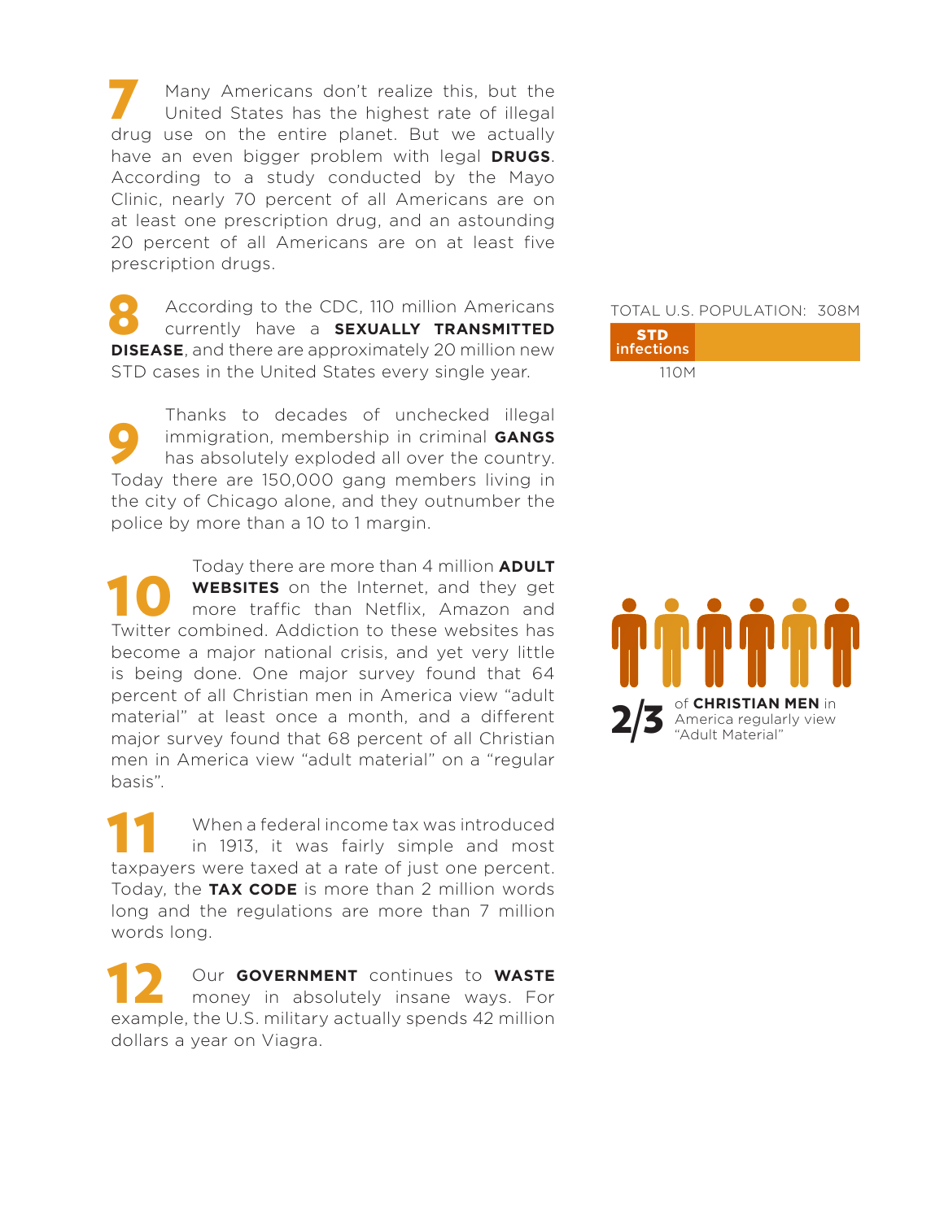**7** Many Americans don't realize this, but the United States has the highest rate of illegal drug use on the entire planet. But we actually have an even bigger problem with legal **DRUGS**. According to a study conducted by the Mayo Clinic, nearly 70 percent of all Americans are on at least one prescription drug, and an astounding 20 percent of all Americans are on at least five prescription drugs.

**8** According to the CDC, 110 million Americans currently have a **SEXUALLY TRANSMITTED DISEASE**, and there are approximately 20 million new STD cases in the United States every single year.

TOTAL U.S. POPULATION: 308M

**STD infections**

110M

**9** Thanks to decades of unchecked illegal immigration, membership in criminal **GANGS** has absolutely exploded all over the country. Today there are 150,000 gang members living in the city of Chicago alone, and they outnumber the police by more than a 10 to 1 margin.

**10** Today there are more than 4 million **ADULT WEBSITES** on the Internet, and they get more traffic than Netflix, Amazon and Twitter combined. Addiction to these websites has become a major national crisis, and yet very little is being done. One major survey found that 64 percent of all Christian men in America view "adult material" at least once a month, and a different major survey found that 68 percent of all Christian men in America view "adult material" on a "regular basis".

**2/3** of **CHRISTIAN MEN** in America regularly view "Adult Material"

**11** When a federal income tax was introduced in 1913, it was fairly simple and most taxpayers were taxed at a rate of just one percent. Today, the **TAX CODE** is more than 2 million words long and the regulations are more than 7 million words long.

**12** Our **GOVERNMENT** continues to **WASTE** money in absolutely insane ways. For example, the U.S. military actually spends 42 million dollars a year on Viagra.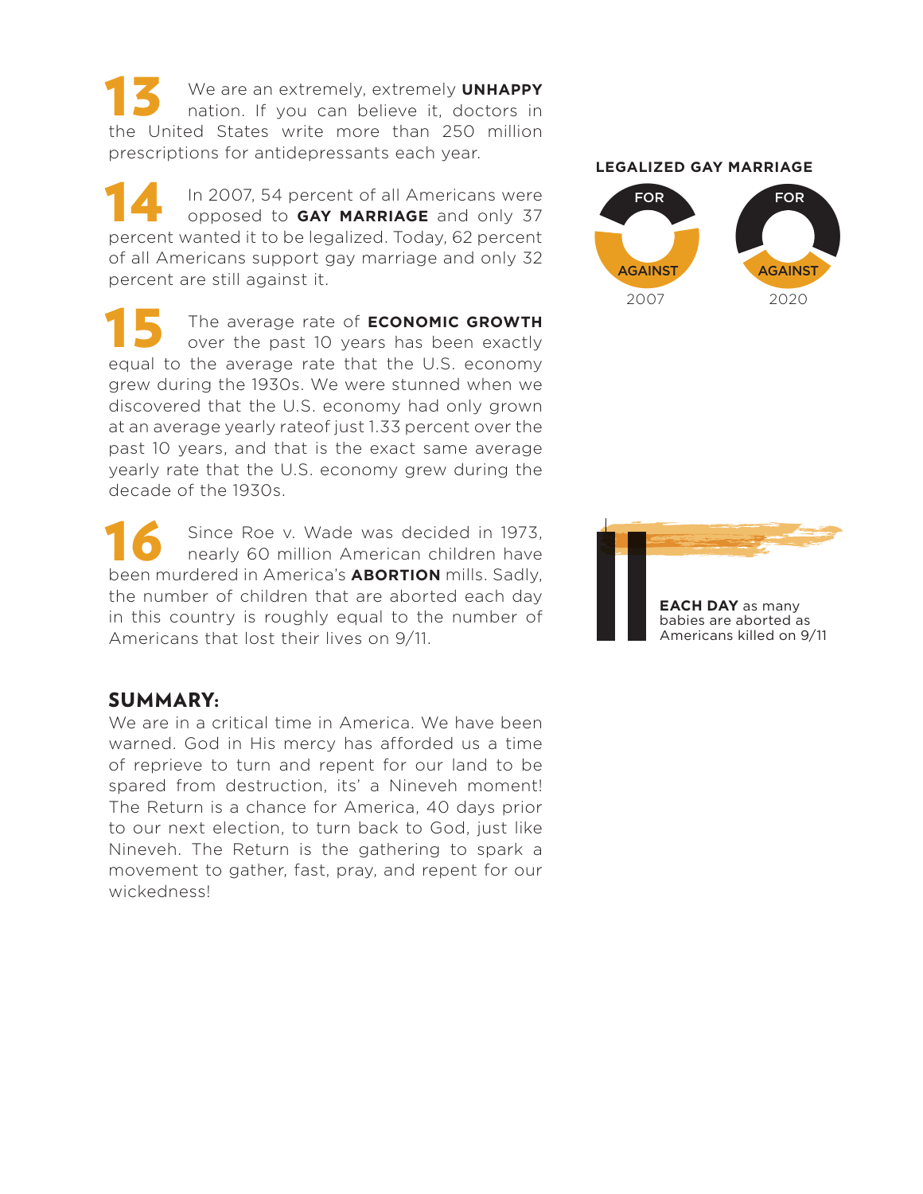**13** We are an extremely, extremely **UNHAPPY** nation. If you can believe it, doctors in the United States write more than 250 million prescriptions for antidepressants each year.

**14** In 2007, 54 percent of all Americans were opposed to **GAY MARRIAGE** and only 37 percent wanted it to be legalized. Today, 62 percent of all Americans support gay marriage and only 32 percent are still against it.

**LEGALIZED GAY MARRIAGE**

FOR / AGAINST — 2007

FOR / AGAINST — 2020

**15** The average rate of **ECONOMIC GROWTH** over the past 10 years has been exactly equal to the average rate that the U.S. economy grew during the 1930s. We were stunned when we discovered that the U.S. economy had only grown at an average yearly rateof just 1.33 percent over the past 10 years, and that is the exact same average yearly rate that the U.S. economy grew during the decade of the 1930s.

**16** Since Roe v. Wade was decided in 1973, nearly 60 million American children have been murdered in America's **ABORTION** mills. Sadly, the number of children that are aborted each day in this country is roughly equal to the number of Americans that lost their lives on 9/11.

**EACH DAY** as many babies are aborted as Americans killed on 9/11

## SUMMARY:

We are in a critical time in America. We have been warned. God in His mercy has afforded us a time of reprieve to turn and repent for our land to be spared from destruction, its' a Nineveh moment! The Return is a chance for America, 40 days prior to our next election, to turn back to God, just like Nineveh. The Return is the gathering to spark a movement to gather, fast, pray, and repent for our wickedness!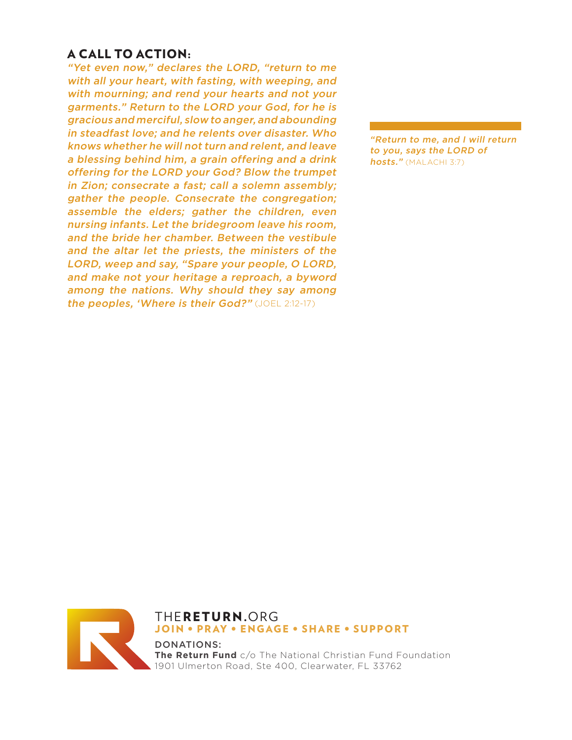## A CALL TO ACTION:

*“Yet even now,” declares the LORD, “return to me with all your heart, with fasting, with weeping, and with mourning; and rend your hearts and not your garments.” Return to the LORD your God, for he is gracious and merciful, slow to anger, and abounding in steadfast love; and he relents over disaster. Who knows whether he will not turn and relent, and leave a blessing behind him, a grain offering and a drink offering for the LORD your God? Blow the trumpet in Zion; consecrate a fast; call a solemn assembly; gather the people. Consecrate the congregation; assemble the elders; gather the children, even nursing infants. Let the bridegroom leave his room, and the bride her chamber. Between the vestibule and the altar let the priests, the ministers of the LORD, weep and say, “Spare your people, O LORD, and make not your heritage a reproach, a byword among the nations. Why should they say among the peoples, ‘Where is their God?”* (JOEL 2:12-17)

*“Return to me, and I will return to you, says the LORD of hosts.”* (MALACHI 3:7)

THE**RETURN**.ORG

**JOIN • PRAY • ENGAGE • SHARE • SUPPORT**

DONATIONS:
**The Return Fund** c/o The National Christian Fund Foundation
1901 Ulmerton Road, Ste 400, Clearwater, FL 33762